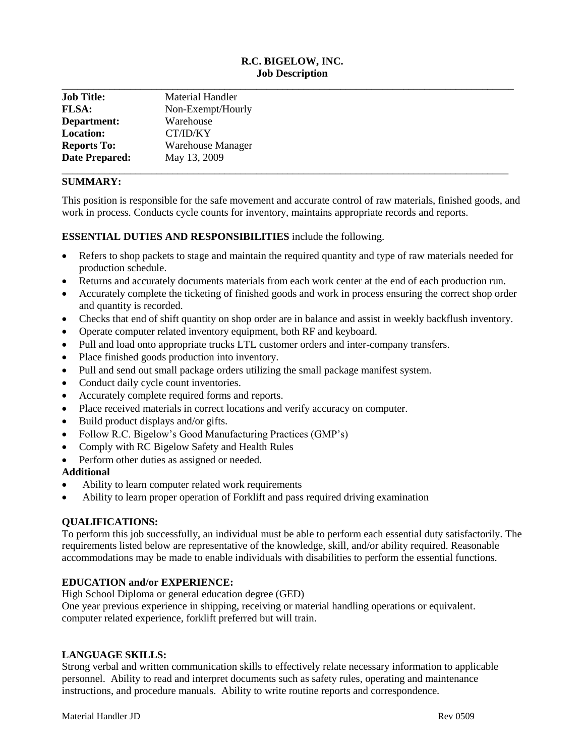# R.C. BIGELOW, INC.
## Job Description

| | |
|---|---|
| **Job Title:** | Material Handler |
| **FLSA:** | Non-Exempt/Hourly |
| **Department:** | Warehouse |
| **Location:** | CT/ID/KY |
| **Reports To:** | Warehouse Manager |
| **Date Prepared:** | May 13, 2009 |

**SUMMARY:**

This position is responsible for the safe movement and accurate control of raw materials, finished goods, and work in process. Conducts cycle counts for inventory, maintains appropriate records and reports.

**ESSENTIAL DUTIES AND RESPONSIBILITIES** include the following.

- Refers to shop packets to stage and maintain the required quantity and type of raw materials needed for production schedule.
- Returns and accurately documents materials from each work center at the end of each production run.
- Accurately complete the ticketing of finished goods and work in process ensuring the correct shop order and quantity is recorded.
- Checks that end of shift quantity on shop order are in balance and assist in weekly backflush inventory.
- Operate computer related inventory equipment, both RF and keyboard.
- Pull and load onto appropriate trucks LTL customer orders and inter-company transfers.
- Place finished goods production into inventory.
- Pull and send out small package orders utilizing the small package manifest system.
- Conduct daily cycle count inventories.
- Accurately complete required forms and reports.
- Place received materials in correct locations and verify accuracy on computer.
- Build product displays and/or gifts.
- Follow R.C. Bigelow's Good Manufacturing Practices (GMP's)
- Comply with RC Bigelow Safety and Health Rules
- Perform other duties as assigned or needed.

**Additional**

- Ability to learn computer related work requirements
- Ability to learn proper operation of Forklift and pass required driving examination

**QUALIFICATIONS:**

To perform this job successfully, an individual must be able to perform each essential duty satisfactorily. The requirements listed below are representative of the knowledge, skill, and/or ability required. Reasonable accommodations may be made to enable individuals with disabilities to perform the essential functions.

**EDUCATION and/or EXPERIENCE:**

High School Diploma or general education degree (GED)
One year previous experience in shipping, receiving or material handling operations or equivalent.
computer related experience, forklift preferred but will train.

**LANGUAGE SKILLS:**

Strong verbal and written communication skills to effectively relate necessary information to applicable personnel. Ability to read and interpret documents such as safety rules, operating and maintenance instructions, and procedure manuals. Ability to write routine reports and correspondence.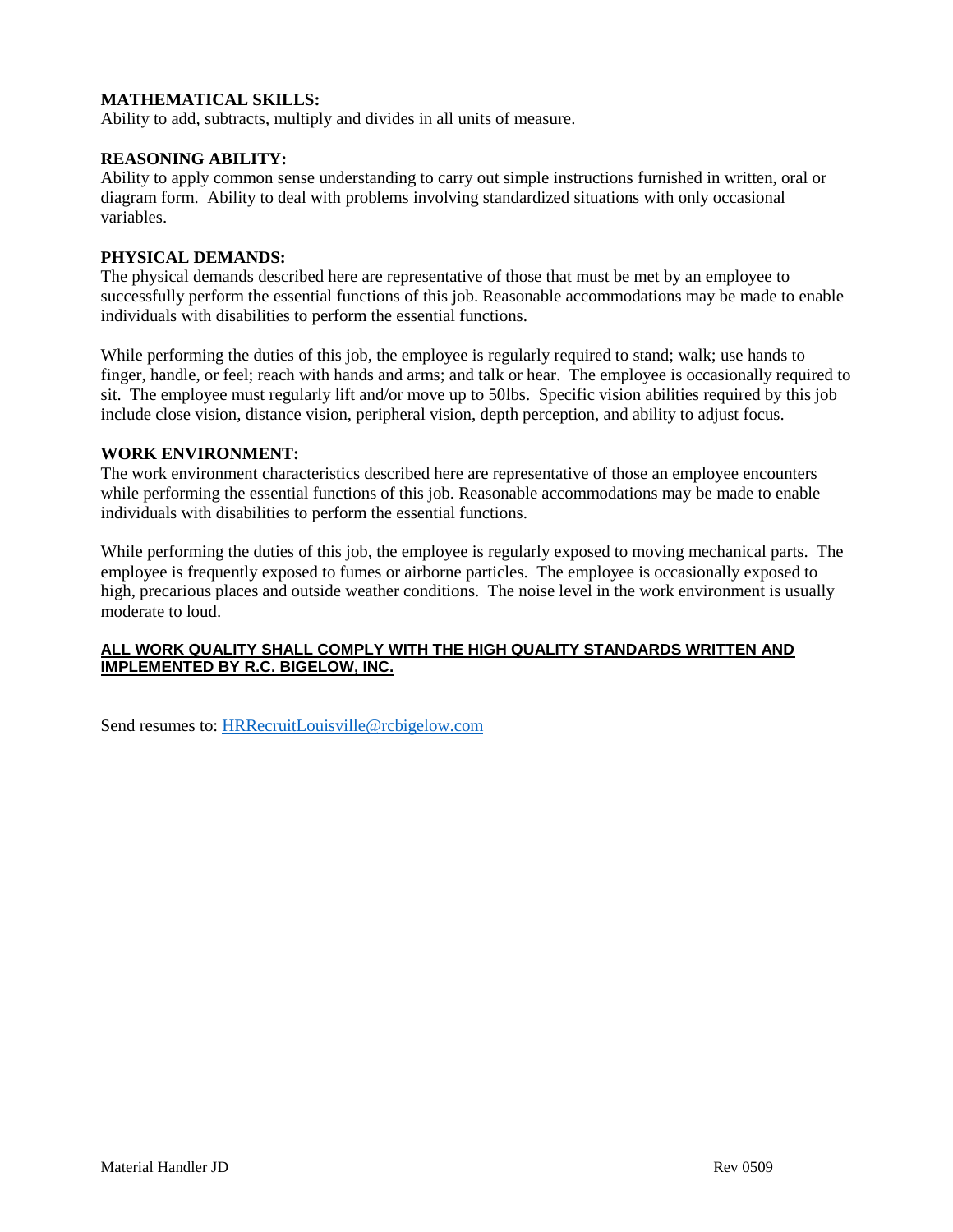**MATHEMATICAL SKILLS:**
Ability to add, subtracts, multiply and divides in all units of measure.

**REASONING ABILITY:**
Ability to apply common sense understanding to carry out simple instructions furnished in written, oral or diagram form. Ability to deal with problems involving standardized situations with only occasional variables.

**PHYSICAL DEMANDS:**
The physical demands described here are representative of those that must be met by an employee to successfully perform the essential functions of this job. Reasonable accommodations may be made to enable individuals with disabilities to perform the essential functions.

While performing the duties of this job, the employee is regularly required to stand; walk; use hands to finger, handle, or feel; reach with hands and arms; and talk or hear. The employee is occasionally required to sit. The employee must regularly lift and/or move up to 50lbs. Specific vision abilities required by this job include close vision, distance vision, peripheral vision, depth perception, and ability to adjust focus.

**WORK ENVIRONMENT:**
The work environment characteristics described here are representative of those an employee encounters while performing the essential functions of this job. Reasonable accommodations may be made to enable individuals with disabilities to perform the essential functions.

While performing the duties of this job, the employee is regularly exposed to moving mechanical parts. The employee is frequently exposed to fumes or airborne particles. The employee is occasionally exposed to high, precarious places and outside weather conditions. The noise level in the work environment is usually moderate to loud.

**ALL WORK QUALITY SHALL COMPLY WITH THE HIGH QUALITY STANDARDS WRITTEN AND IMPLEMENTED BY R.C. BIGELOW, INC.**

Send resumes to: HRRecruitLouisville@rcbigelow.com